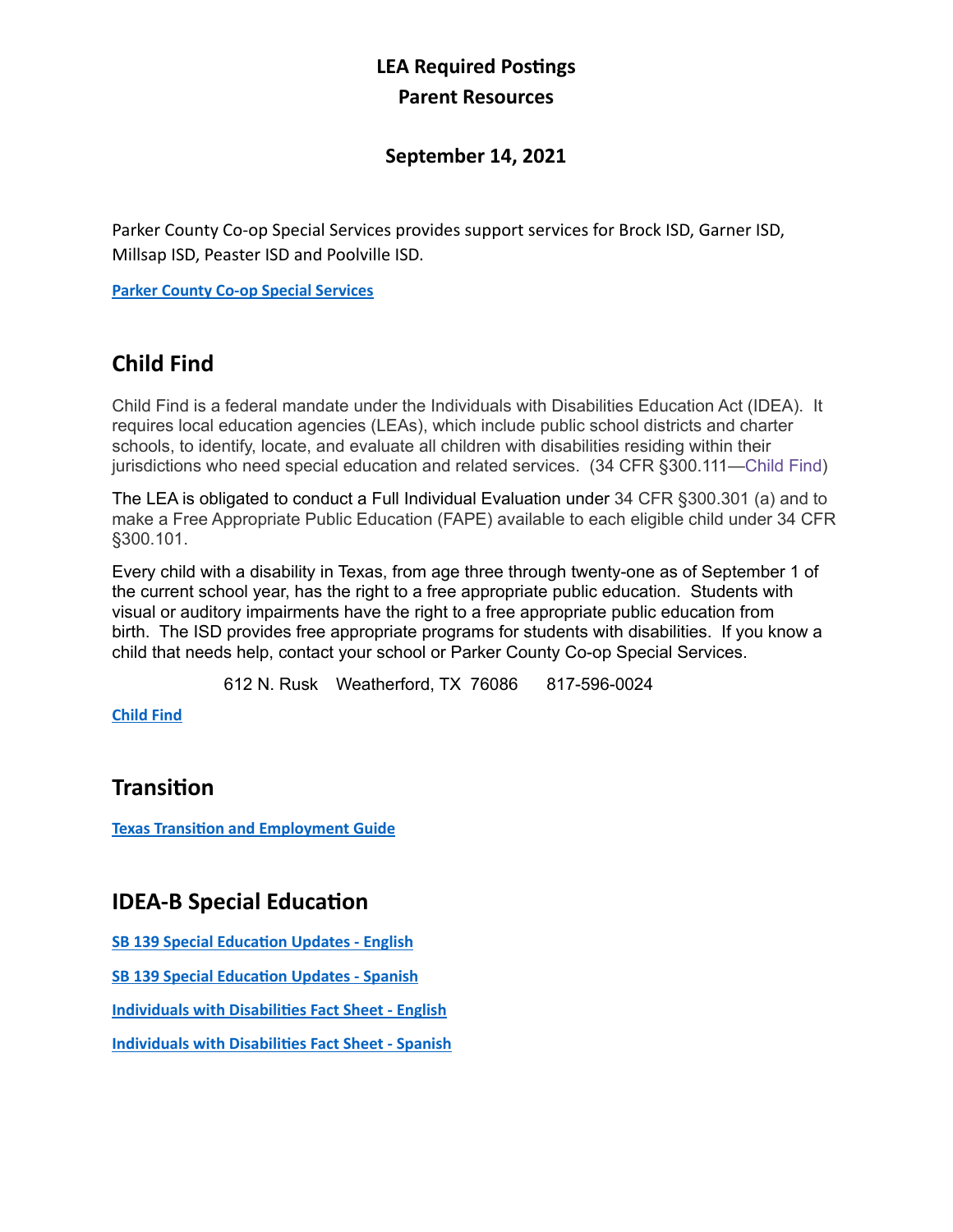# LEA Required Postings
# Parent Resources

**September 14, 2021**

Parker County Co-op Special Services provides support services for Brock ISD, Garner ISD, Millsap ISD, Peaster ISD and Poolville ISD.

**Parker County Co-op Special Services**

## Child Find

Child Find is a federal mandate under the Individuals with Disabilities Education Act (IDEA). It requires local education agencies (LEAs), which include public school districts and charter schools, to identify, locate, and evaluate all children with disabilities residing within their jurisdictions who need special education and related services. (34 CFR §300.111—Child Find)

The LEA is obligated to conduct a Full Individual Evaluation under 34 CFR §300.301 (a) and to make a Free Appropriate Public Education (FAPE) available to each eligible child under 34 CFR §300.101.

Every child with a disability in Texas, from age three through twenty-one as of September 1 of the current school year, has the right to a free appropriate public education. Students with visual or auditory impairments have the right to a free appropriate public education from birth. The ISD provides free appropriate programs for students with disabilities. If you know a child that needs help, contact your school or Parker County Co-op Special Services.

612 N. Rusk Weatherford, TX 76086 817-596-0024

**Child Find**

## Transition

**Texas Transition and Employment Guide**

## IDEA-B Special Education

**SB 139 Special Education Updates - English**

**SB 139 Special Education Updates - Spanish**

**Individuals with Disabilities Fact Sheet - English**

**Individuals with Disabilities Fact Sheet - Spanish**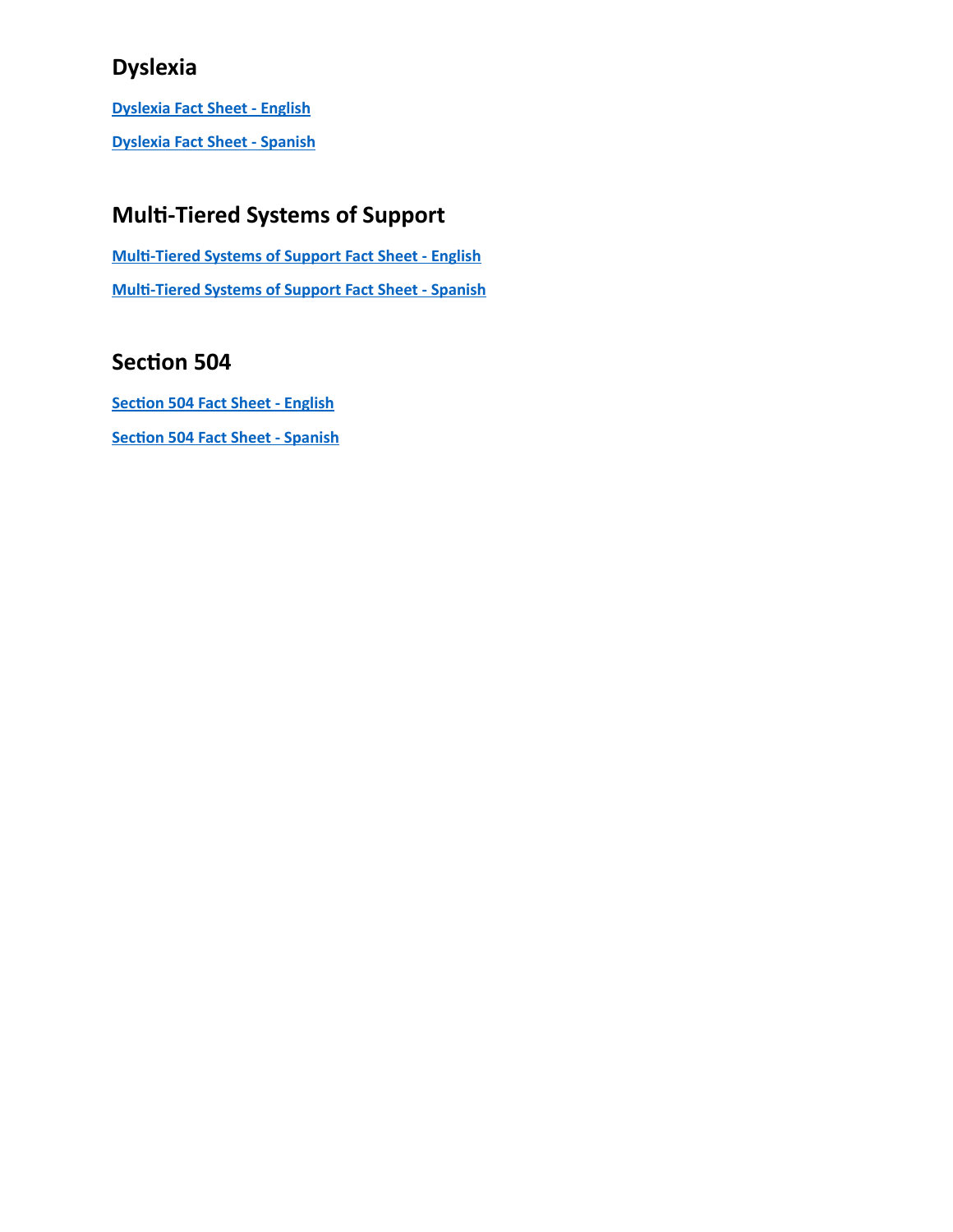## Dyslexia

**Dyslexia Fact Sheet - English**

**Dyslexia Fact Sheet - Spanish**

## Multi-Tiered Systems of Support

**Multi-Tiered Systems of Support Fact Sheet - English**

**Multi-Tiered Systems of Support Fact Sheet - Spanish**

## Section 504

**Section 504 Fact Sheet - English**

**Section 504 Fact Sheet - Spanish**